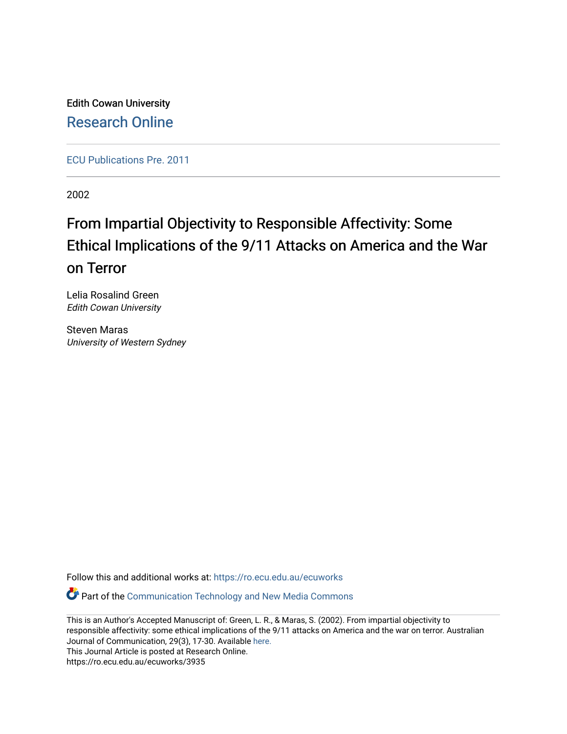Edith Cowan University

Research Online

ECU Publications Pre. 2011

2002

# From Impartial Objectivity to Responsible Affectivity: Some Ethical Implications of the 9/11 Attacks on America and the War on Terror

Lelia Rosalind Green
*Edith Cowan University*

Steven Maras
*University of Western Sydney*

Follow this and additional works at: https://ro.ecu.edu.au/ecuworks

Part of the Communication Technology and New Media Commons

This is an Author's Accepted Manuscript of: Green, L. R., & Maras, S. (2002). From impartial objectivity to responsible affectivity: some ethical implications of the 9/11 attacks on America and the war on terror. Australian Journal of Communication, 29(3), 17-30. Available here.
This Journal Article is posted at Research Online.
https://ro.ecu.edu.au/ecuworks/3935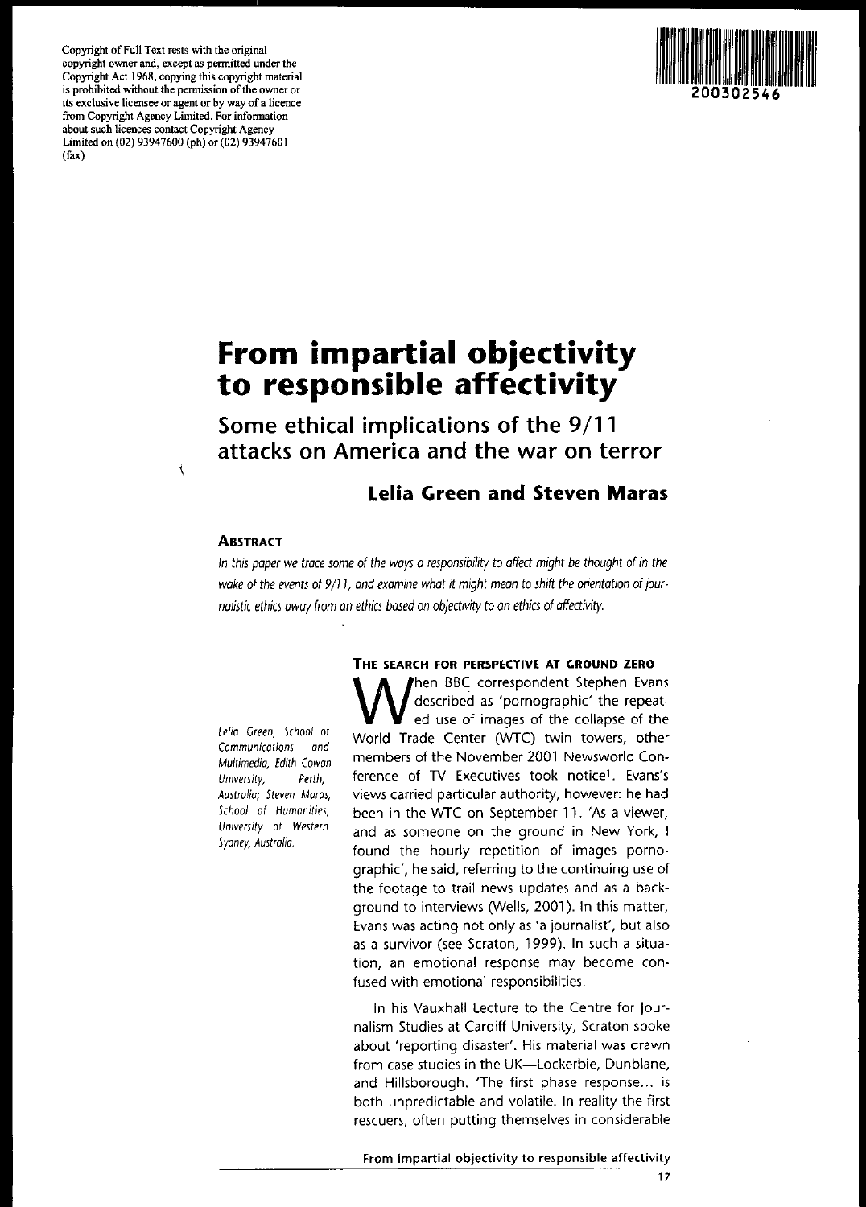Copyright of Full Text rests with the original copyright owner and, except as permitted under the Copyright Act 1968, copying this copyright material is prohibited without the permission of the owner or its exclusive licensee or agent or by way of a licence from Copyright Agency Limited. For information about such licences contact Copyright Agency Limited on (02) 93947600 (ph) or (02) 93947601 (fax)

200302546

# From impartial objectivity to responsible affectivity

## Some ethical implications of the 9/11 attacks on America and the war on terror

### Lelia Green and Steven Maras

#### ABSTRACT

*In this paper we trace some of the ways a responsibility to affect might be thought of in the wake of the events of 9/11, and examine what it might mean to shift the orientation of journalistic ethics away from an ethics based on objectivity to an ethics of affectivity.*

*Lelia Green, School of Communications and Multimedia, Edith Cowan University, Perth, Australia; Steven Maras, School of Humanities, University of Western Sydney, Australia.*

#### THE SEARCH FOR PERSPECTIVE AT GROUND ZERO

When BBC correspondent Stephen Evans described as 'pornographic' the repeated use of images of the collapse of the World Trade Center (WTC) twin towers, other members of the November 2001 Newsworld Conference of TV Executives took notice[1]. Evans's views carried particular authority, however: he had been in the WTC on September 11. 'As a viewer, and as someone on the ground in New York, I found the hourly repetition of images pornographic', he said, referring to the continuing use of the footage to trail news updates and as a background to interviews (Wells, 2001). In this matter, Evans was acting not only as 'a journalist', but also as a survivor (see Scraton, 1999). In such a situation, an emotional response may become confused with emotional responsibilities.

In his Vauxhall Lecture to the Centre for Journalism Studies at Cardiff University, Scraton spoke about 'reporting disaster'. His material was drawn from case studies in the UK—Lockerbie, Dunblane, and Hillsborough. 'The first phase response... is both unpredictable and volatile. In reality the first rescuers, often putting themselves in considerable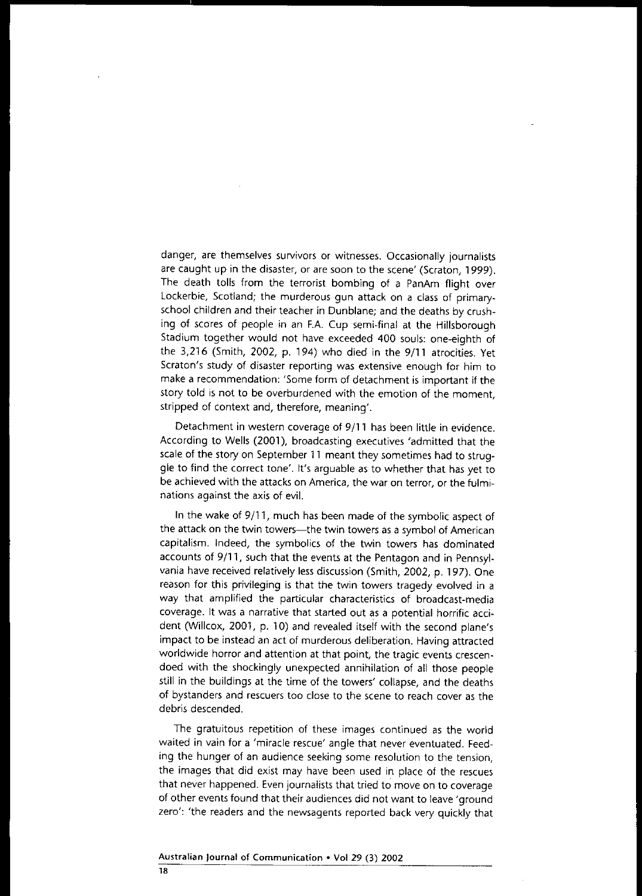danger, are themselves survivors or witnesses. Occasionally journalists are caught up in the disaster, or are soon to the scene' (Scraton, 1999). The death tolls from the terrorist bombing of a PanAm flight over Lockerbie, Scotland; the murderous gun attack on a class of primary-school children and their teacher in Dunblane; and the deaths by crushing of scores of people in an F.A. Cup semi-final at the Hillsborough Stadium together would not have exceeded 400 souls: one-eighth of the 3,216 (Smith, 2002, p. 194) who died in the 9/11 atrocities. Yet Scraton's study of disaster reporting was extensive enough for him to make a recommendation: 'Some form of detachment is important if the story told is not to be overburdened with the emotion of the moment, stripped of context and, therefore, meaning'.

Detachment in western coverage of 9/11 has been little in evidence. According to Wells (2001), broadcasting executives 'admitted that the scale of the story on September 11 meant they sometimes had to struggle to find the correct tone'. It's arguable as to whether that has yet to be achieved with the attacks on America, the war on terror, or the fulminations against the axis of evil.

In the wake of 9/11, much has been made of the symbolic aspect of the attack on the twin towers—the twin towers as a symbol of American capitalism. Indeed, the symbolics of the twin towers has dominated accounts of 9/11, such that the events at the Pentagon and in Pennsylvania have received relatively less discussion (Smith, 2002, p. 197). One reason for this privileging is that the twin towers tragedy evolved in a way that amplified the particular characteristics of broadcast-media coverage. It was a narrative that started out as a potential horrific accident (Willcox, 2001, p. 10) and revealed itself with the second plane's impact to be instead an act of murderous deliberation. Having attracted worldwide horror and attention at that point, the tragic events crescendoed with the shockingly unexpected annihilation of all those people still in the buildings at the time of the towers' collapse, and the deaths of bystanders and rescuers too close to the scene to reach cover as the debris descended.

The gratuitous repetition of these images continued as the world waited in vain for a 'miracle rescue' angle that never eventuated. Feeding the hunger of an audience seeking some resolution to the tension, the images that did exist may have been used in place of the rescues that never happened. Even journalists that tried to move on to coverage of other events found that their audiences did not want to leave 'ground zero': 'the readers and the newsagents reported back very quickly that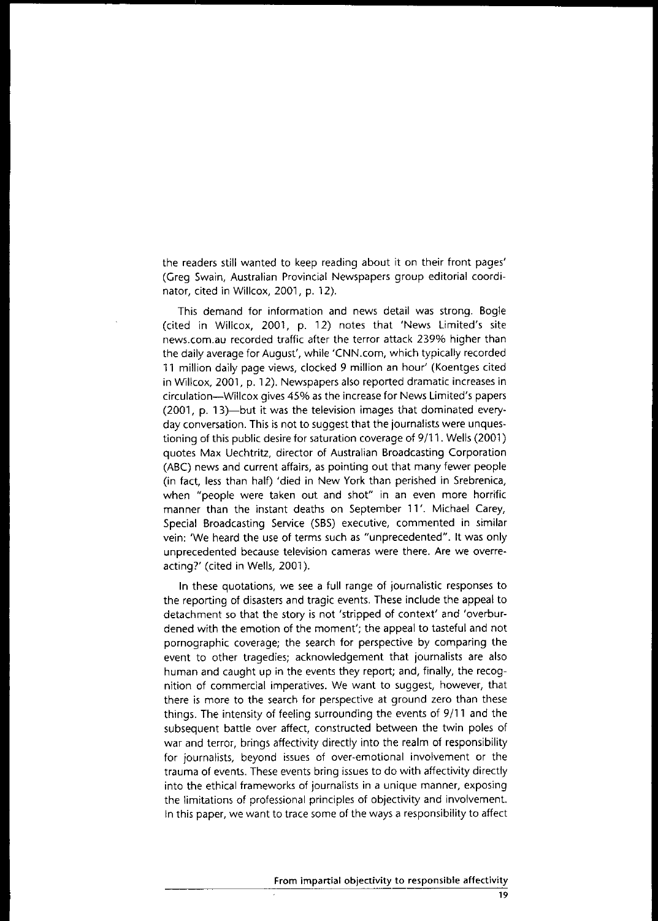the readers still wanted to keep reading about it on their front pages' (Greg Swain, Australian Provincial Newspapers group editorial coordinator, cited in Willcox, 2001, p. 12).

This demand for information and news detail was strong. Bogle (cited in Willcox, 2001, p. 12) notes that 'News Limited's site news.com.au recorded traffic after the terror attack 239% higher than the daily average for August', while 'CNN.com, which typically recorded 11 million daily page views, clocked 9 million an hour' (Koentges cited in Willcox, 2001, p. 12). Newspapers also reported dramatic increases in circulation—Willcox gives 45% as the increase for News Limited's papers (2001, p. 13)—but it was the television images that dominated everyday conversation. This is not to suggest that the journalists were unquestioning of this public desire for saturation coverage of 9/11. Wells (2001) quotes Max Uechtritz, director of Australian Broadcasting Corporation (ABC) news and current affairs, as pointing out that many fewer people (in fact, less than half) 'died in New York than perished in Srebrenica, when "people were taken out and shot" in an even more horrific manner than the instant deaths on September 11'. Michael Carey, Special Broadcasting Service (SBS) executive, commented in similar vein: 'We heard the use of terms such as "unprecedented". It was only unprecedented because television cameras were there. Are we overreacting?' (cited in Wells, 2001).

In these quotations, we see a full range of journalistic responses to the reporting of disasters and tragic events. These include the appeal to detachment so that the story is not 'stripped of context' and 'overburdened with the emotion of the moment'; the appeal to tasteful and not pornographic coverage; the search for perspective by comparing the event to other tragedies; acknowledgement that journalists are also human and caught up in the events they report; and, finally, the recognition of commercial imperatives. We want to suggest, however, that there is more to the search for perspective at ground zero than these things. The intensity of feeling surrounding the events of 9/11 and the subsequent battle over affect, constructed between the twin poles of war and terror, brings affectivity directly into the realm of responsibility for journalists, beyond issues of over-emotional involvement or the trauma of events. These events bring issues to do with affectivity directly into the ethical frameworks of journalists in a unique manner, exposing the limitations of professional principles of objectivity and involvement. In this paper, we want to trace some of the ways a responsibility to affect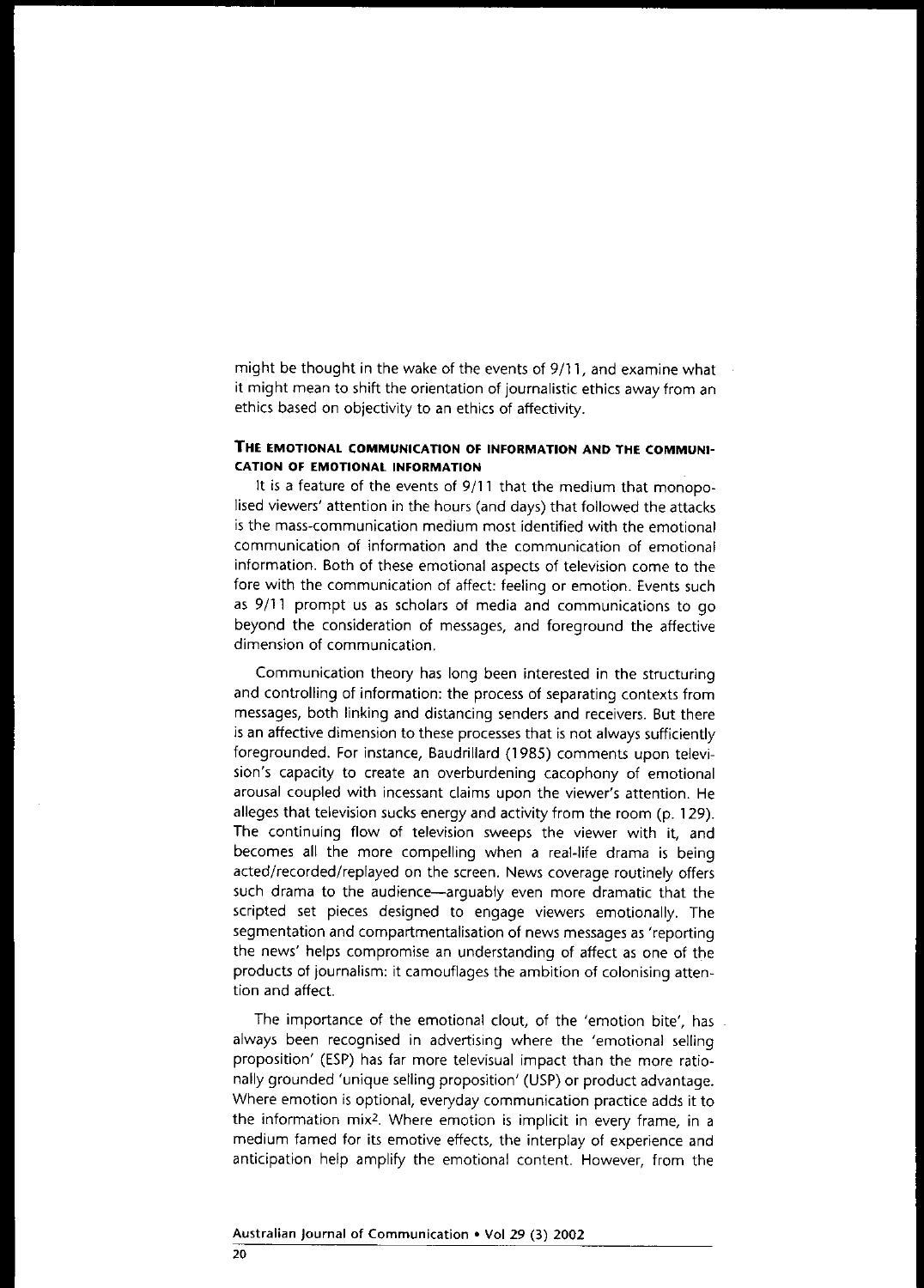might be thought in the wake of the events of 9/11, and examine what it might mean to shift the orientation of journalistic ethics away from an ethics based on objectivity to an ethics of affectivity.

### THE EMOTIONAL COMMUNICATION OF INFORMATION AND THE COMMUNICATION OF EMOTIONAL INFORMATION

It is a feature of the events of 9/11 that the medium that monopolised viewers' attention in the hours (and days) that followed the attacks is the mass-communication medium most identified with the emotional communication of information and the communication of emotional information. Both of these emotional aspects of television come to the fore with the communication of affect: feeling or emotion. Events such as 9/11 prompt us as scholars of media and communications to go beyond the consideration of messages, and foreground the affective dimension of communication.

Communication theory has long been interested in the structuring and controlling of information: the process of separating contexts from messages, both linking and distancing senders and receivers. But there is an affective dimension to these processes that is not always sufficiently foregrounded. For instance, Baudrillard (1985) comments upon television's capacity to create an overburdening cacophony of emotional arousal coupled with incessant claims upon the viewer's attention. He alleges that television sucks energy and activity from the room (p. 129). The continuing flow of television sweeps the viewer with it, and becomes all the more compelling when a real-life drama is being acted/recorded/replayed on the screen. News coverage routinely offers such drama to the audience—arguably even more dramatic that the scripted set pieces designed to engage viewers emotionally. The segmentation and compartmentalisation of news messages as 'reporting the news' helps compromise an understanding of affect as one of the products of journalism: it camouflages the ambition of colonising attention and affect.

The importance of the emotional clout, of the 'emotion bite', has always been recognised in advertising where the 'emotional selling proposition' (ESP) has far more televisual impact than the more rationally grounded 'unique selling proposition' (USP) or product advantage. Where emotion is optional, everyday communication practice adds it to the information mix[2]. Where emotion is implicit in every frame, in a medium famed for its emotive effects, the interplay of experience and anticipation help amplify the emotional content. However, from the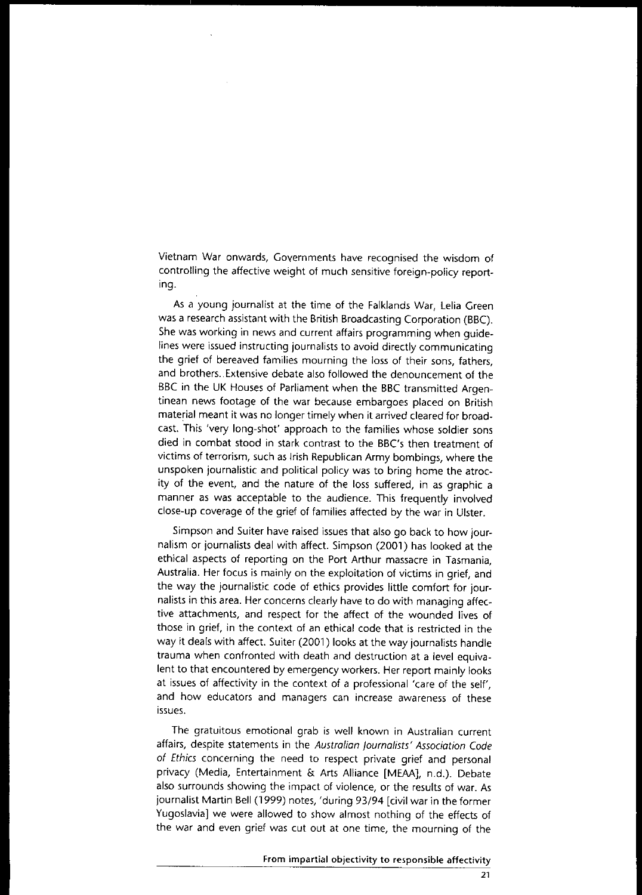Vietnam War onwards, Governments have recognised the wisdom of controlling the affective weight of much sensitive foreign-policy reporting.

As a young journalist at the time of the Falklands War, Lelia Green was a research assistant with the British Broadcasting Corporation (BBC). She was working in news and current affairs programming when guidelines were issued instructing journalists to avoid directly communicating the grief of bereaved families mourning the loss of their sons, fathers, and brothers. Extensive debate also followed the denouncement of the BBC in the UK Houses of Parliament when the BBC transmitted Argentinean news footage of the war because embargoes placed on British material meant it was no longer timely when it arrived cleared for broadcast. This 'very long-shot' approach to the families whose soldier sons died in combat stood in stark contrast to the BBC's then treatment of victims of terrorism, such as Irish Republican Army bombings, where the unspoken journalistic and political policy was to bring home the atrocity of the event, and the nature of the loss suffered, in as graphic a manner as was acceptable to the audience. This frequently involved close-up coverage of the grief of families affected by the war in Ulster.

Simpson and Suiter have raised issues that also go back to how journalism or journalists deal with affect. Simpson (2001) has looked at the ethical aspects of reporting on the Port Arthur massacre in Tasmania, Australia. Her focus is mainly on the exploitation of victims in grief, and the way the journalistic code of ethics provides little comfort for journalists in this area. Her concerns clearly have to do with managing affective attachments, and respect for the affect of the wounded lives of those in grief, in the context of an ethical code that is restricted in the way it deals with affect. Suiter (2001) looks at the way journalists handle trauma when confronted with death and destruction at a level equivalent to that encountered by emergency workers. Her report mainly looks at issues of affectivity in the context of a professional 'care of the self', and how educators and managers can increase awareness of these issues.

The gratuitous emotional grab is well known in Australian current affairs, despite statements in the *Australian Journalists' Association Code of Ethics* concerning the need to respect private grief and personal privacy (Media, Entertainment & Arts Alliance [MEAA], n.d.). Debate also surrounds showing the impact of violence, or the results of war. As journalist Martin Bell (1999) notes, 'during 93/94 [civil war in the former Yugoslavia] we were allowed to show almost nothing of the effects of the war and even grief was cut out at one time, the mourning of the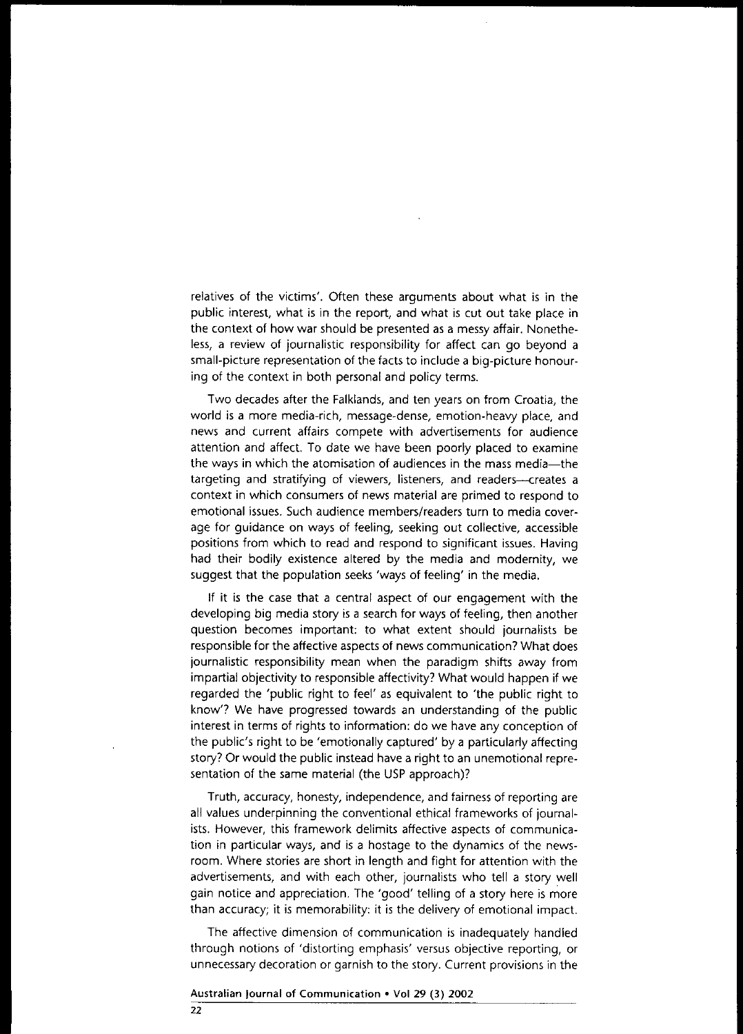relatives of the victims'. Often these arguments about what is in the public interest, what is in the report, and what is cut out take place in the context of how war should be presented as a messy affair. Nonetheless, a review of journalistic responsibility for affect can go beyond a small-picture representation of the facts to include a big-picture honouring of the context in both personal and policy terms.

Two decades after the Falklands, and ten years on from Croatia, the world is a more media-rich, message-dense, emotion-heavy place, and news and current affairs compete with advertisements for audience attention and affect. To date we have been poorly placed to examine the ways in which the atomisation of audiences in the mass media—the targeting and stratifying of viewers, listeners, and readers—creates a context in which consumers of news material are primed to respond to emotional issues. Such audience members/readers turn to media coverage for guidance on ways of feeling, seeking out collective, accessible positions from which to read and respond to significant issues. Having had their bodily existence altered by the media and modernity, we suggest that the population seeks 'ways of feeling' in the media.

If it is the case that a central aspect of our engagement with the developing big media story is a search for ways of feeling, then another question becomes important: to what extent should journalists be responsible for the affective aspects of news communication? What does journalistic responsibility mean when the paradigm shifts away from impartial objectivity to responsible affectivity? What would happen if we regarded the 'public right to feel' as equivalent to 'the public right to know'? We have progressed towards an understanding of the public interest in terms of rights to information: do we have any conception of the public's right to be 'emotionally captured' by a particularly affecting story? Or would the public instead have a right to an unemotional representation of the same material (the USP approach)?

Truth, accuracy, honesty, independence, and fairness of reporting are all values underpinning the conventional ethical frameworks of journalists. However, this framework delimits affective aspects of communication in particular ways, and is a hostage to the dynamics of the newsroom. Where stories are short in length and fight for attention with the advertisements, and with each other, journalists who tell a story well gain notice and appreciation. The 'good' telling of a story here is more than accuracy; it is memorability: it is the delivery of emotional impact.

The affective dimension of communication is inadequately handled through notions of 'distorting emphasis' versus objective reporting, or unnecessary decoration or garnish to the story. Current provisions in the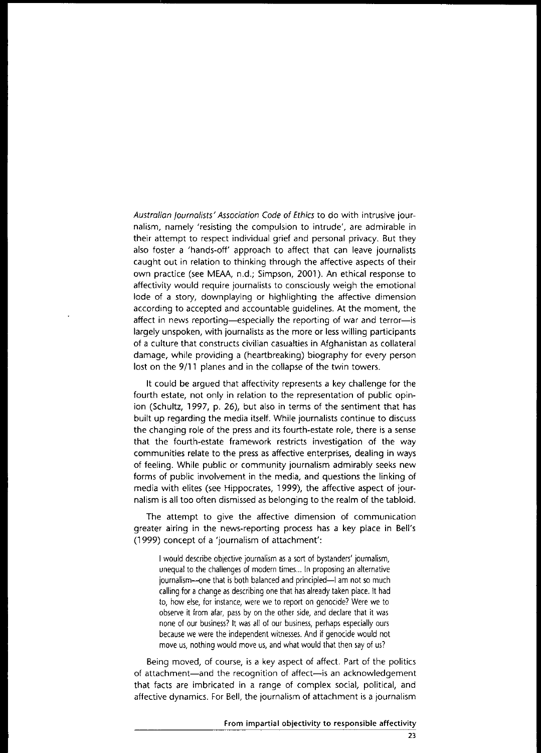*Australian Journalists' Association Code of Ethics* to do with intrusive journalism, namely 'resisting the compulsion to intrude', are admirable in their attempt to respect individual grief and personal privacy. But they also foster a 'hands-off' approach to affect that can leave journalists caught out in relation to thinking through the affective aspects of their own practice (see MEAA, n.d.; Simpson, 2001). An ethical response to affectivity would require journalists to consciously weigh the emotional lode of a story, downplaying or highlighting the affective dimension according to accepted and accountable guidelines. At the moment, the affect in news reporting—especially the reporting of war and terror—is largely unspoken, with journalists as the more or less willing participants of a culture that constructs civilian casualties in Afghanistan as collateral damage, while providing a (heartbreaking) biography for every person lost on the 9/11 planes and in the collapse of the twin towers.

It could be argued that affectivity represents a key challenge for the fourth estate, not only in relation to the representation of public opinion (Schultz, 1997, p. 26), but also in terms of the sentiment that has built up regarding the media itself. While journalists continue to discuss the changing role of the press and its fourth-estate role, there is a sense that the fourth-estate framework restricts investigation of the way communities relate to the press as affective enterprises, dealing in ways of feeling. While public or community journalism admirably seeks new forms of public involvement in the media, and questions the linking of media with elites (see Hippocrates, 1999), the affective aspect of journalism is all too often dismissed as belonging to the realm of the tabloid.

The attempt to give the affective dimension of communication greater airing in the news-reporting process has a key place in Bell's (1999) concept of a 'journalism of attachment':

> I would describe objective journalism as a sort of bystanders' journalism, unequal to the challenges of modern times... In proposing an alternative journalism—one that is both balanced and principled—I am not so much calling for a change as describing one that has already taken place. It had to, how else, for instance, were we to report on genocide? Were we to observe it from afar, pass by on the other side, and declare that it was none of our business? It was all of our business, perhaps especially ours because we were the independent witnesses. And if genocide would not move us, nothing would move us, and what would that then say of us?

Being moved, of course, is a key aspect of affect. Part of the politics of attachment—and the recognition of affect—is an acknowledgement that facts are imbricated in a range of complex social, political, and affective dynamics. For Bell, the journalism of attachment is a journalism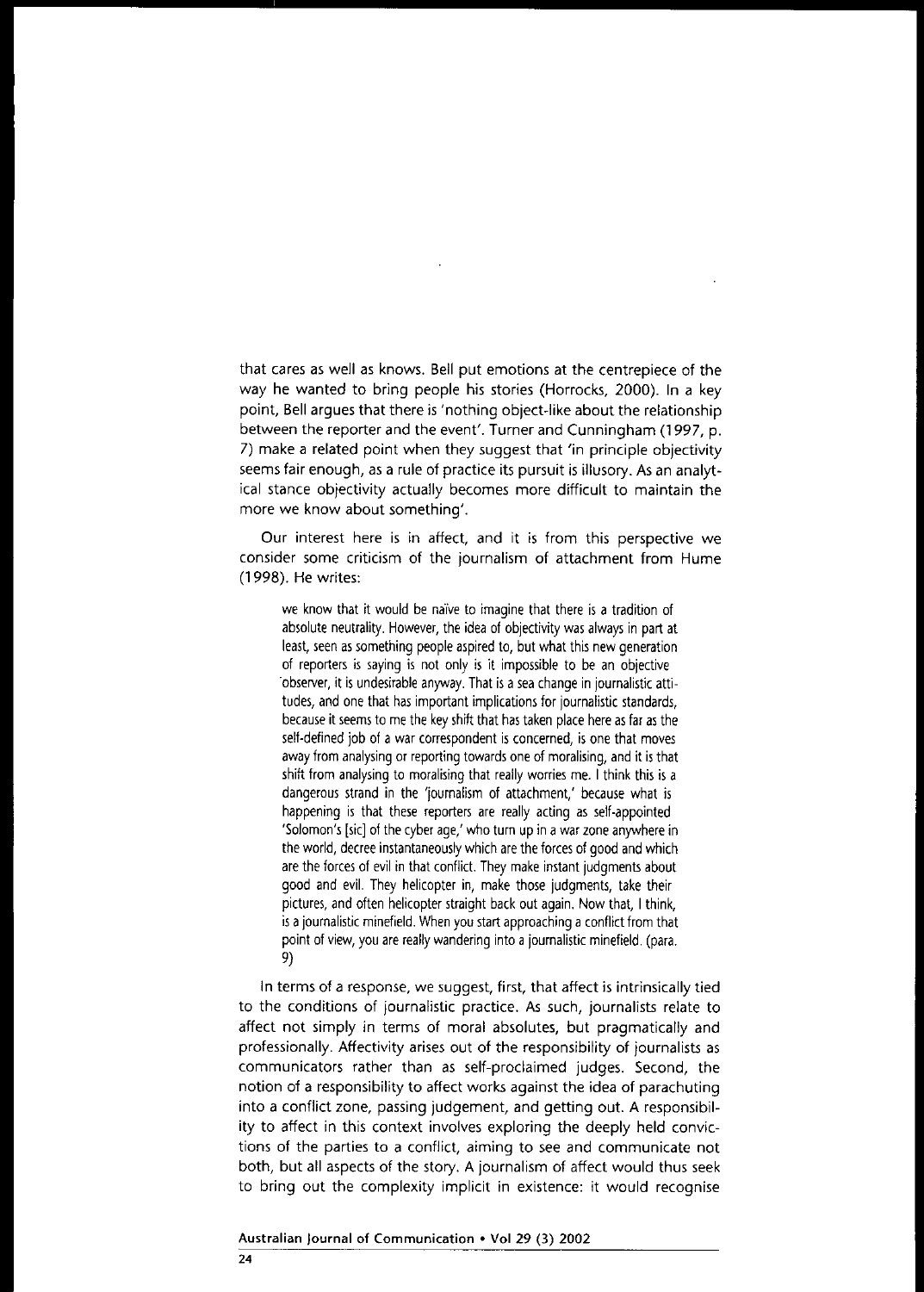that cares as well as knows. Bell put emotions at the centrepiece of the way he wanted to bring people his stories (Horrocks, 2000). In a key point, Bell argues that there is 'nothing object-like about the relationship between the reporter and the event'. Turner and Cunningham (1997, p. 7) make a related point when they suggest that 'in principle objectivity seems fair enough, as a rule of practice its pursuit is illusory. As an analytical stance objectivity actually becomes more difficult to maintain the more we know about something'.

Our interest here is in affect, and it is from this perspective we consider some criticism of the journalism of attachment from Hume (1998). He writes:

> we know that it would be naïve to imagine that there is a tradition of absolute neutrality. However, the idea of objectivity was always in part at least, seen as something people aspired to, but what this new generation of reporters is saying is not only is it impossible to be an objective observer, it is undesirable anyway. That is a sea change in journalistic attitudes, and one that has important implications for journalistic standards, because it seems to me the key shift that has taken place here as far as the self-defined job of a war correspondent is concerned, is one that moves away from analysing or reporting towards one of moralising, and it is that shift from analysing to moralising that really worries me. I think this is a dangerous strand in the 'journalism of attachment,' because what is happening is that these reporters are really acting as self-appointed 'Solomon's [sic] of the cyber age,' who turn up in a war zone anywhere in the world, decree instantaneously which are the forces of good and which are the forces of evil in that conflict. They make instant judgments about good and evil. They helicopter in, make those judgments, take their pictures, and often helicopter straight back out again. Now that, I think, is a journalistic minefield. When you start approaching a conflict from that point of view, you are really wandering into a journalistic minefield. (para. 9)

In terms of a response, we suggest, first, that affect is intrinsically tied to the conditions of journalistic practice. As such, journalists relate to affect not simply in terms of moral absolutes, but pragmatically and professionally. Affectivity arises out of the responsibility of journalists as communicators rather than as self-proclaimed judges. Second, the notion of a responsibility to affect works against the idea of parachuting into a conflict zone, passing judgement, and getting out. A responsibility to affect in this context involves exploring the deeply held convictions of the parties to a conflict, aiming to see and communicate not both, but all aspects of the story. A journalism of affect would thus seek to bring out the complexity implicit in existence: it would recognise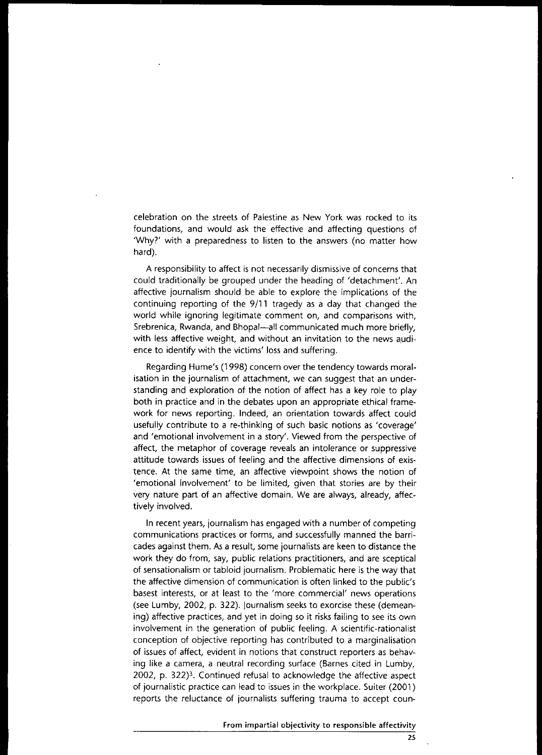celebration on the streets of Palestine as New York was rocked to its foundations, and would ask the effective and affecting questions of 'Why?' with a preparedness to listen to the answers (no matter how hard).

A responsibility to affect is not necessarily dismissive of concerns that could traditionally be grouped under the heading of 'detachment'. An affective journalism should be able to explore the implications of the continuing reporting of the 9/11 tragedy as a day that changed the world while ignoring legitimate comment on, and comparisons with, Srebrenica, Rwanda, and Bhopal—all communicated much more briefly, with less affective weight, and without an invitation to the news audience to identify with the victims' loss and suffering.

Regarding Hume's (1998) concern over the tendency towards moralisation in the journalism of attachment, we can suggest that an understanding and exploration of the notion of affect has a key role to play both in practice and in the debates upon an appropriate ethical framework for news reporting. Indeed, an orientation towards affect could usefully contribute to a re-thinking of such basic notions as 'coverage' and 'emotional involvement in a story'. Viewed from the perspective of affect, the metaphor of coverage reveals an intolerance or suppressive attitude towards issues of feeling and the affective dimensions of existence. At the same time, an affective viewpoint shows the notion of 'emotional involvement' to be limited, given that stories are by their very nature part of an affective domain. We are always, already, affectively involved.

In recent years, journalism has engaged with a number of competing communications practices or forms, and successfully manned the barricades against them. As a result, some journalists are keen to distance the work they do from, say, public relations practitioners, and are sceptical of sensationalism or tabloid journalism. Problematic here is the way that the affective dimension of communication is often linked to the public's basest interests, or at least to the 'more commercial' news operations (see Lumby, 2002, p. 322). Journalism seeks to exorcise these (demeaning) affective practices, and yet in doing so it risks failing to see its own involvement in the generation of public feeling. A scientific-rationalist conception of objective reporting has contributed to a marginalisation of issues of affect, evident in notions that construct reporters as behaving like a camera, a neutral recording surface (Barnes cited in Lumby, 2002, p. 322)[3]. Continued refusal to acknowledge the affective aspect of journalistic practice can lead to issues in the workplace. Suiter (2001) reports the reluctance of journalists suffering trauma to accept coun-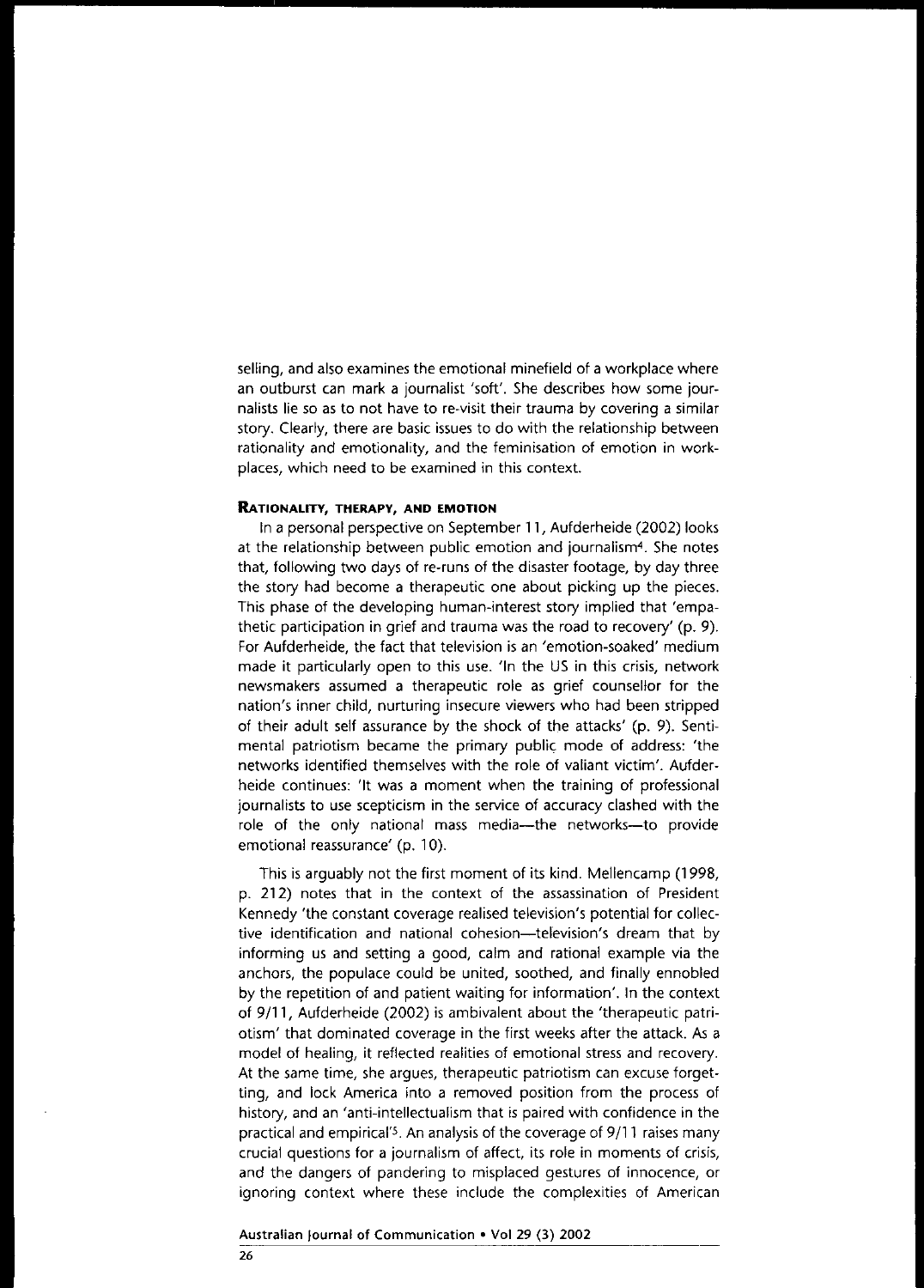selling, and also examines the emotional minefield of a workplace where an outburst can mark a journalist 'soft'. She describes how some journalists lie so as to not have to re-visit their trauma by covering a similar story. Clearly, there are basic issues to do with the relationship between rationality and emotionality, and the feminisation of emotion in workplaces, which need to be examined in this context.

### Rationality, therapy, and emotion

In a personal perspective on September 11, Aufderheide (2002) looks at the relationship between public emotion and journalism[4]. She notes that, following two days of re-runs of the disaster footage, by day three the story had become a therapeutic one about picking up the pieces. This phase of the developing human-interest story implied that 'empathetic participation in grief and trauma was the road to recovery' (p. 9). For Aufderheide, the fact that television is an 'emotion-soaked' medium made it particularly open to this use. 'In the US in this crisis, network newsmakers assumed a therapeutic role as grief counsellor for the nation's inner child, nurturing insecure viewers who had been stripped of their adult self assurance by the shock of the attacks' (p. 9). Sentimental patriotism became the primary public mode of address: 'the networks identified themselves with the role of valiant victim'. Aufderheide continues: 'It was a moment when the training of professional journalists to use scepticism in the service of accuracy clashed with the role of the only national mass media—the networks—to provide emotional reassurance' (p. 10).

This is arguably not the first moment of its kind. Mellencamp (1998, p. 212) notes that in the context of the assassination of President Kennedy 'the constant coverage realised television's potential for collective identification and national cohesion—television's dream that by informing us and setting a good, calm and rational example via the anchors, the populace could be united, soothed, and finally ennobled by the repetition of and patient waiting for information'. In the context of 9/11, Aufderheide (2002) is ambivalent about the 'therapeutic patriotism' that dominated coverage in the first weeks after the attack. As a model of healing, it reflected realities of emotional stress and recovery. At the same time, she argues, therapeutic patriotism can excuse forgetting, and lock America into a removed position from the process of history, and an 'anti-intellectualism that is paired with confidence in the practical and empirical'[5]. An analysis of the coverage of 9/11 raises many crucial questions for a journalism of affect, its role in moments of crisis, and the dangers of pandering to misplaced gestures of innocence, or ignoring context where these include the complexities of American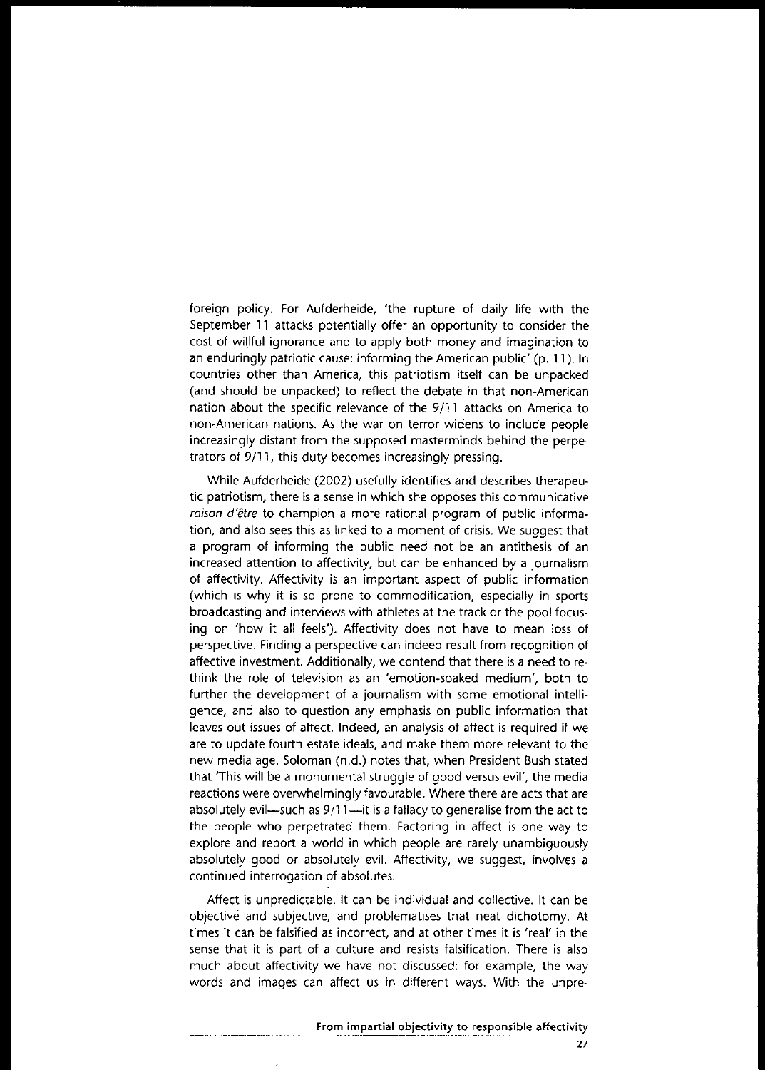foreign policy. For Aufderheide, 'the rupture of daily life with the September 11 attacks potentially offer an opportunity to consider the cost of willful ignorance and to apply both money and imagination to an enduringly patriotic cause: informing the American public' (p. 11). In countries other than America, this patriotism itself can be unpacked (and should be unpacked) to reflect the debate in that non-American nation about the specific relevance of the 9/11 attacks on America to non-American nations. As the war on terror widens to include people increasingly distant from the supposed masterminds behind the perpetrators of 9/11, this duty becomes increasingly pressing.

While Aufderheide (2002) usefully identifies and describes therapeutic patriotism, there is a sense in which she opposes this communicative *raison d'être* to champion a more rational program of public information, and also sees this as linked to a moment of crisis. We suggest that a program of informing the public need not be an antithesis of an increased attention to affectivity, but can be enhanced by a journalism of affectivity. Affectivity is an important aspect of public information (which is why it is so prone to commodification, especially in sports broadcasting and interviews with athletes at the track or the pool focusing on 'how it all feels'). Affectivity does not have to mean loss of perspective. Finding a perspective can indeed result from recognition of affective investment. Additionally, we contend that there is a need to rethink the role of television as an 'emotion-soaked medium', both to further the development of a journalism with some emotional intelligence, and also to question any emphasis on public information that leaves out issues of affect. Indeed, an analysis of affect is required if we are to update fourth-estate ideals, and make them more relevant to the new media age. Soloman (n.d.) notes that, when President Bush stated that 'This will be a monumental struggle of good versus evil', the media reactions were overwhelmingly favourable. Where there are acts that are absolutely evil—such as 9/11—it is a fallacy to generalise from the act to the people who perpetrated them. Factoring in affect is one way to explore and report a world in which people are rarely unambiguously absolutely good or absolutely evil. Affectivity, we suggest, involves a continued interrogation of absolutes.

Affect is unpredictable. It can be individual and collective. It can be objective and subjective, and problematises that neat dichotomy. At times it can be falsified as incorrect, and at other times it is 'real' in the sense that it is part of a culture and resists falsification. There is also much about affectivity we have not discussed: for example, the way words and images can affect us in different ways. With the unpre-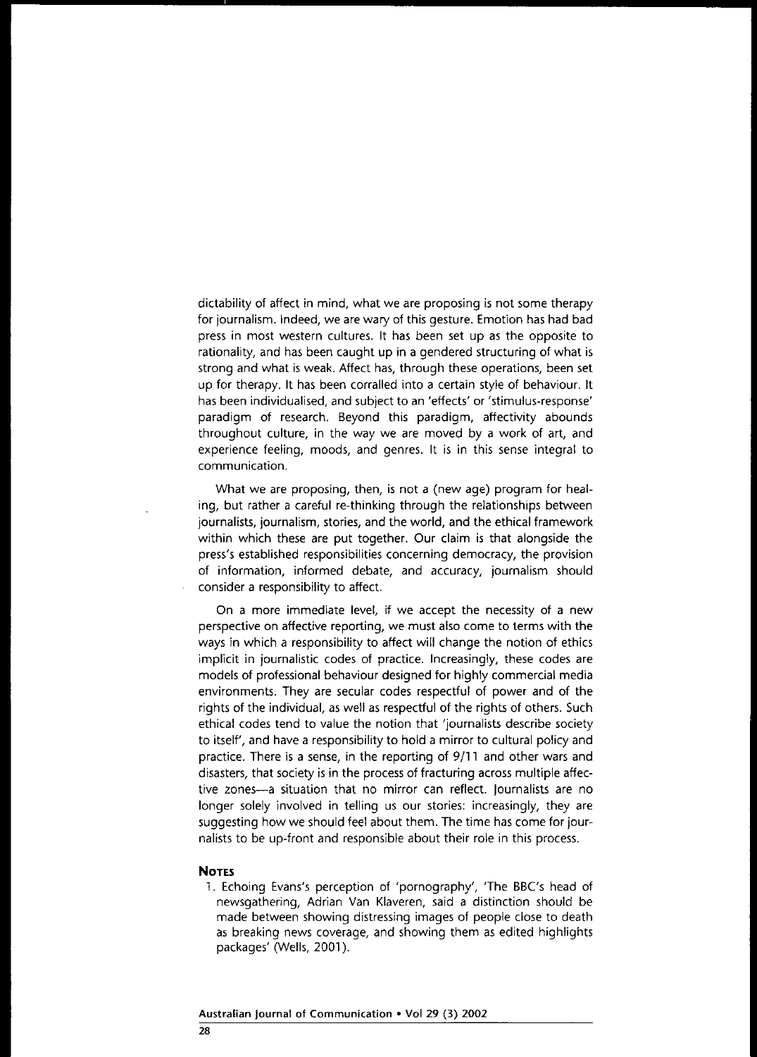dictability of affect in mind, what we are proposing is not some therapy for journalism. Indeed, we are wary of this gesture. Emotion has had bad press in most western cultures. It has been set up as the opposite to rationality, and has been caught up in a gendered structuring of what is strong and what is weak. Affect has, through these operations, been set up for therapy. It has been corralled into a certain style of behaviour. It has been individualised, and subject to an 'effects' or 'stimulus-response' paradigm of research. Beyond this paradigm, affectivity abounds throughout culture, in the way we are moved by a work of art, and experience feeling, moods, and genres. It is in this sense integral to communication.

What we are proposing, then, is not a (new age) program for healing, but rather a careful re-thinking through the relationships between journalists, journalism, stories, and the world, and the ethical framework within which these are put together. Our claim is that alongside the press's established responsibilities concerning democracy, the provision of information, informed debate, and accuracy, journalism should consider a responsibility to affect.

On a more immediate level, if we accept the necessity of a new perspective on affective reporting, we must also come to terms with the ways in which a responsibility to affect will change the notion of ethics implicit in journalistic codes of practice. Increasingly, these codes are models of professional behaviour designed for highly commercial media environments. They are secular codes respectful of power and of the rights of the individual, as well as respectful of the rights of others. Such ethical codes tend to value the notion that 'journalists describe society to itself', and have a responsibility to hold a mirror to cultural policy and practice. There is a sense, in the reporting of 9/11 and other wars and disasters, that society is in the process of fracturing across multiple affective zones—a situation that no mirror can reflect. Journalists are no longer solely involved in telling us our stories: increasingly, they are suggesting how we should feel about them. The time has come for journalists to be up-front and responsible about their role in this process.

## Notes

1. Echoing Evans's perception of 'pornography', 'The BBC's head of newsgathering, Adrian Van Klaveren, said a distinction should be made between showing distressing images of people close to death as breaking news coverage, and showing them as edited highlights packages' (Wells, 2001).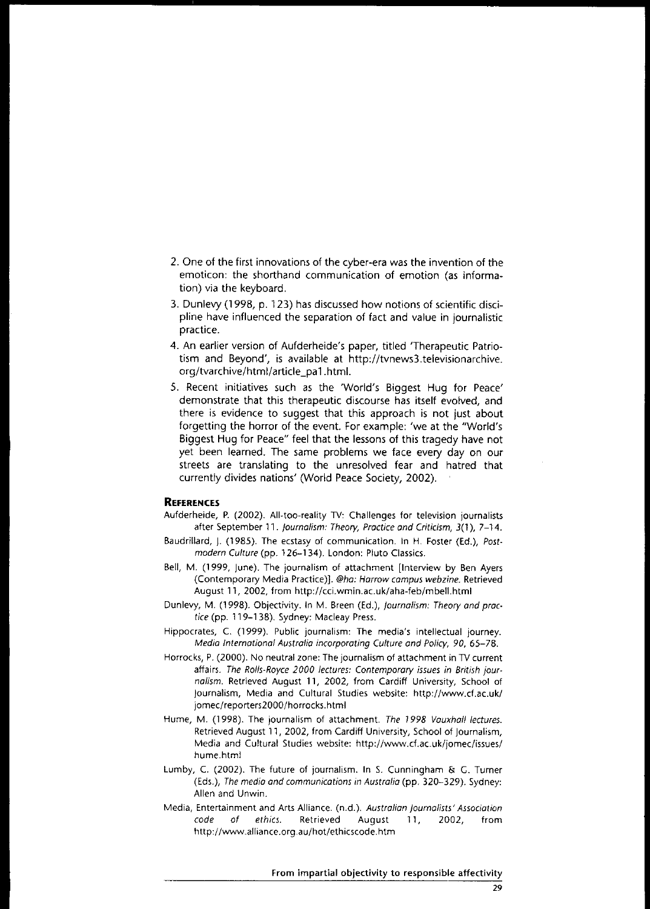2. One of the first innovations of the cyber-era was the invention of the emoticon: the shorthand communication of emotion (as information) via the keyboard.
3. Dunlevy (1998, p. 123) has discussed how notions of scientific discipline have influenced the separation of fact and value in journalistic practice.
4. An earlier version of Aufderheide's paper, titled 'Therapeutic Patriotism and Beyond', is available at http://tvnews3.televisionarchive.org/tvarchive/html/article_pa1.html.
5. Recent initiatives such as the 'World's Biggest Hug for Peace' demonstrate that this therapeutic discourse has itself evolved, and there is evidence to suggest that this approach is not just about forgetting the horror of the event. For example: 'we at the "World's Biggest Hug for Peace" feel that the lessons of this tragedy have not yet been learned. The same problems we face every day on our streets are translating to the unresolved fear and hatred that currently divides nations' (World Peace Society, 2002).

## References

Aufderheide, P. (2002). All-too-reality TV: Challenges for television journalists after September 11. *Journalism: Theory, Practice and Criticism, 3*(1), 7–14.

Baudrillard, J. (1985). The ecstasy of communication. In H. Foster (Ed.), *Postmodern Culture* (pp. 126–134). London: Pluto Classics.

Bell, M. (1999, June). The journalism of attachment [Interview by Ben Ayers (Contemporary Media Practice)]. *@ha: Harrow campus webzine.* Retrieved August 11, 2002, from http://cci.wmin.ac.uk/aha-feb/mbell.html

Dunlevy, M. (1998). Objectivity. In M. Breen (Ed.), *Journalism: Theory and practice* (pp. 119–138). Sydney: Macleay Press.

Hippocrates, C. (1999). Public journalism: The media's intellectual journey. *Media International Australia incorporating Culture and Policy, 90*, 65–78.

Horrocks, P. (2000). No neutral zone: The journalism of attachment in TV current affairs. *The Rolls-Royce 2000 lectures: Contemporary issues in British journalism.* Retrieved August 11, 2002, from Cardiff University, School of Journalism, Media and Cultural Studies website: http://www.cf.ac.uk/jomec/reporters2000/horrocks.html

Hume, M. (1998). The journalism of attachment. *The 1998 Vauxhall lectures.* Retrieved August 11, 2002, from Cardiff University, School of Journalism, Media and Cultural Studies website: http://www.cf.ac.uk/jomec/issues/hume.html

Lumby, C. (2002). The future of journalism. In S. Cunningham & G. Turner (Eds.), *The media and communications in Australia* (pp. 320–329). Sydney: Allen and Unwin.

Media, Entertainment and Arts Alliance. (n.d.). *Australian Journalists' Association code of ethics.* Retrieved August 11, 2002, from http://www.alliance.org.au/hot/ethicscode.htm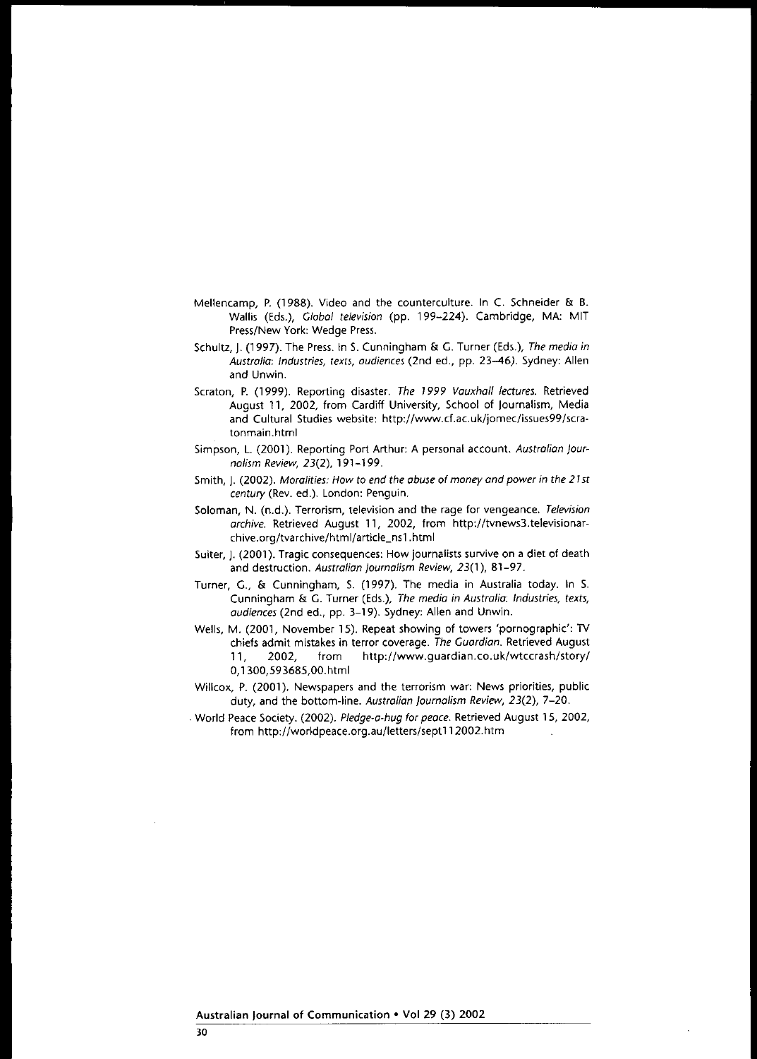Mellencamp, P. (1988). Video and the counterculture. In C. Schneider & B. Wallis (Eds.), *Global television* (pp. 199–224). Cambridge, MA: MIT Press/New York: Wedge Press.

Schultz, J. (1997). The Press. In S. Cunningham & G. Turner (Eds.), *The media in Australia: Industries, texts, audiences* (2nd ed., pp. 23–46). Sydney: Allen and Unwin.

Scraton, P. (1999). Reporting disaster. *The 1999 Vauxhall lectures.* Retrieved August 11, 2002, from Cardiff University, School of Journalism, Media and Cultural Studies website: http://www.cf.ac.uk/jomec/issues99/scratonmain.html

Simpson, L. (2001). Reporting Port Arthur: A personal account. *Australian Journalism Review, 23*(2), 191–199.

Smith, J. (2002). *Moralities: How to end the abuse of money and power in the 21st century* (Rev. ed.). London: Penguin.

Soloman, N. (n.d.). Terrorism, television and the rage for vengeance. *Television archive.* Retrieved August 11, 2002, from http://tvnews3.televisionarchive.org/tvarchive/html/article_ns1.html

Suiter, J. (2001). Tragic consequences: How journalists survive on a diet of death and destruction. *Australian Journalism Review, 23*(1), 81–97.

Turner, G., & Cunningham, S. (1997). The media in Australia today. In S. Cunningham & G. Turner (Eds.), *The media in Australia: Industries, texts, audiences* (2nd ed., pp. 3–19). Sydney: Allen and Unwin.

Wells, M. (2001, November 15). Repeat showing of towers 'pornographic': TV chiefs admit mistakes in terror coverage. *The Guardian.* Retrieved August 11, 2002, from http://www.guardian.co.uk/wtccrash/story/0,1300,593685,00.html

Willcox, P. (2001). Newspapers and the terrorism war: News priorities, public duty, and the bottom-line. *Australian Journalism Review, 23*(2), 7–20.

World Peace Society. (2002). *Pledge-a-hug for peace.* Retrieved August 15, 2002, from http://worldpeace.org.au/letters/sept112002.htm